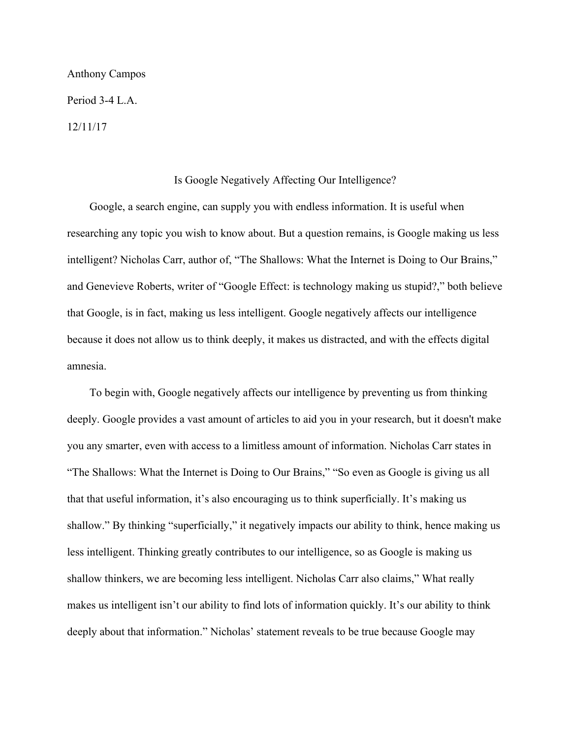Anthony Campos

Period 3-4 L.A.

12/11/17

# Is Google Negatively Affecting Our Intelligence?

Google, a search engine, can supply you with endless information. It is useful when researching any topic you wish to know about. But a question remains, is Google making us less intelligent? Nicholas Carr, author of, “The Shallows: What the Internet is Doing to Our Brains,” and Genevieve Roberts, writer of “Google Effect: is technology making us stupid?,” both believe that Google, is in fact, making us less intelligent. Google negatively affects our intelligence because it does not allow us to think deeply, it makes us distracted, and with the effects digital amnesia.

To begin with, Google negatively affects our intelligence by preventing us from thinking deeply. Google provides a vast amount of articles to aid you in your research, but it doesn't make you any smarter, even with access to a limitless amount of information. Nicholas Carr states in “The Shallows: What the Internet is Doing to Our Brains,” “So even as Google is giving us all that that useful information, it’s also encouraging us to think superficially. It’s making us shallow.” By thinking “superficially,” it negatively impacts our ability to think, hence making us less intelligent. Thinking greatly contributes to our intelligence, so as Google is making us shallow thinkers, we are becoming less intelligent. Nicholas Carr also claims,” What really makes us intelligent isn’t our ability to find lots of information quickly. It’s our ability to think deeply about that information.” Nicholas’ statement reveals to be true because Google may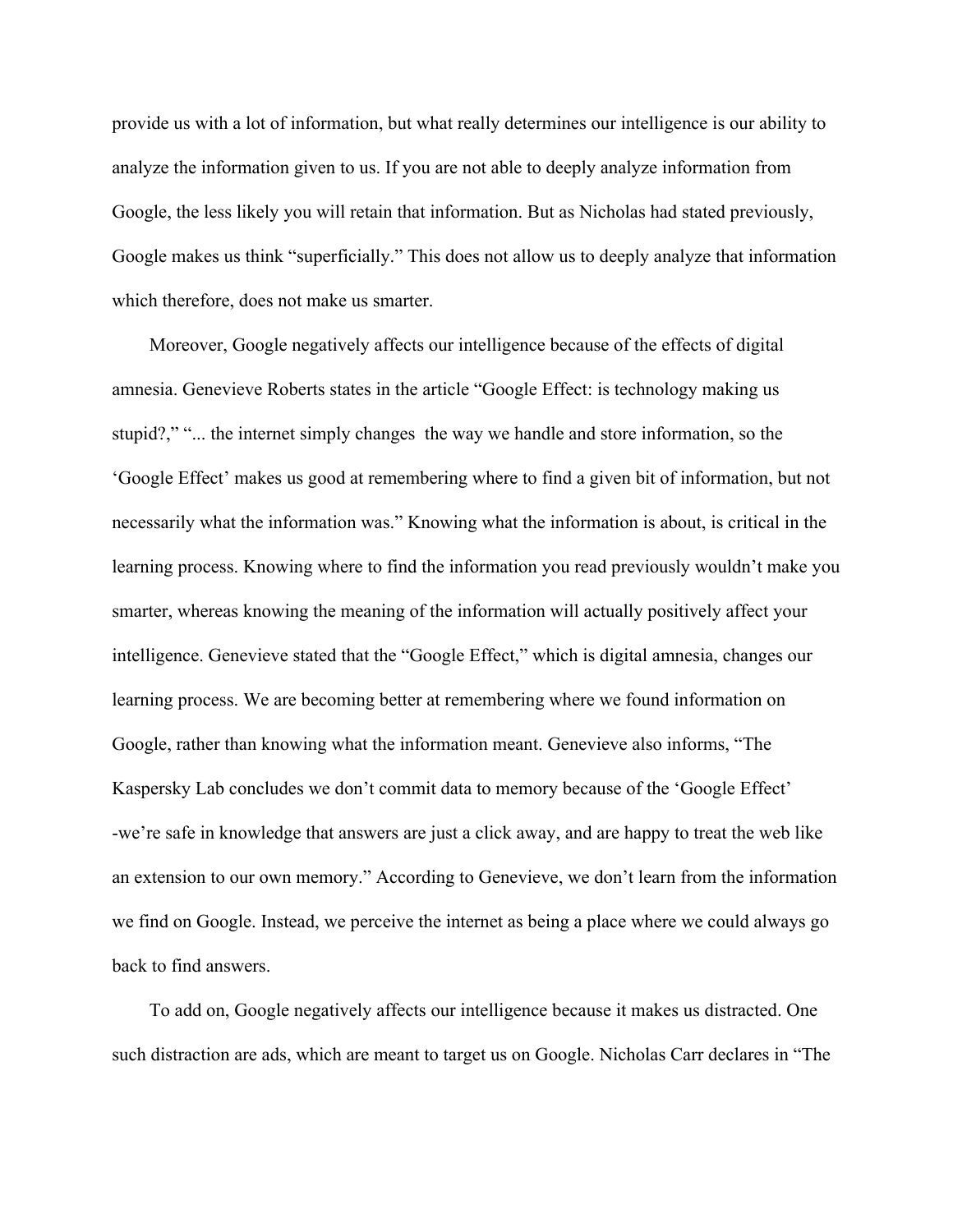provide us with a lot of information, but what really determines our intelligence is our ability to analyze the information given to us. If you are not able to deeply analyze information from Google, the less likely you will retain that information. But as Nicholas had stated previously, Google makes us think "superficially." This does not allow us to deeply analyze that information which therefore, does not make us smarter.

Moreover, Google negatively affects our intelligence because of the effects of digital amnesia. Genevieve Roberts states in the article "Google Effect: is technology making us stupid?," "... the internet simply changes the way we handle and store information, so the 'Google Effect' makes us good at remembering where to find a given bit of information, but not necessarily what the information was." Knowing what the information is about, is critical in the learning process. Knowing where to find the information you read previously wouldn't make you smarter, whereas knowing the meaning of the information will actually positively affect your intelligence. Genevieve stated that the "Google Effect," which is digital amnesia, changes our learning process. We are becoming better at remembering where we found information on Google, rather than knowing what the information meant. Genevieve also informs, "The Kaspersky Lab concludes we don't commit data to memory because of the 'Google Effect' -we're safe in knowledge that answers are just a click away, and are happy to treat the web like an extension to our own memory." According to Genevieve, we don't learn from the information we find on Google. Instead, we perceive the internet as being a place where we could always go back to find answers.

To add on, Google negatively affects our intelligence because it makes us distracted. One such distraction are ads, which are meant to target us on Google. Nicholas Carr declares in "The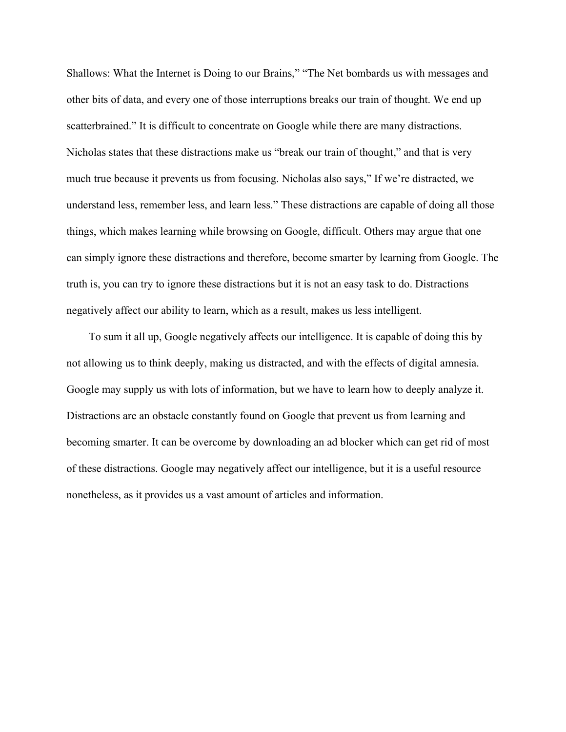Shallows: What the Internet is Doing to our Brains," "The Net bombards us with messages and other bits of data, and every one of those interruptions breaks our train of thought. We end up scatterbrained." It is difficult to concentrate on Google while there are many distractions. Nicholas states that these distractions make us "break our train of thought," and that is very much true because it prevents us from focusing. Nicholas also says," If we're distracted, we understand less, remember less, and learn less." These distractions are capable of doing all those things, which makes learning while browsing on Google, difficult. Others may argue that one can simply ignore these distractions and therefore, become smarter by learning from Google. The truth is, you can try to ignore these distractions but it is not an easy task to do. Distractions negatively affect our ability to learn, which as a result, makes us less intelligent.

To sum it all up, Google negatively affects our intelligence. It is capable of doing this by not allowing us to think deeply, making us distracted, and with the effects of digital amnesia. Google may supply us with lots of information, but we have to learn how to deeply analyze it. Distractions are an obstacle constantly found on Google that prevent us from learning and becoming smarter. It can be overcome by downloading an ad blocker which can get rid of most of these distractions. Google may negatively affect our intelligence, but it is a useful resource nonetheless, as it provides us a vast amount of articles and information.